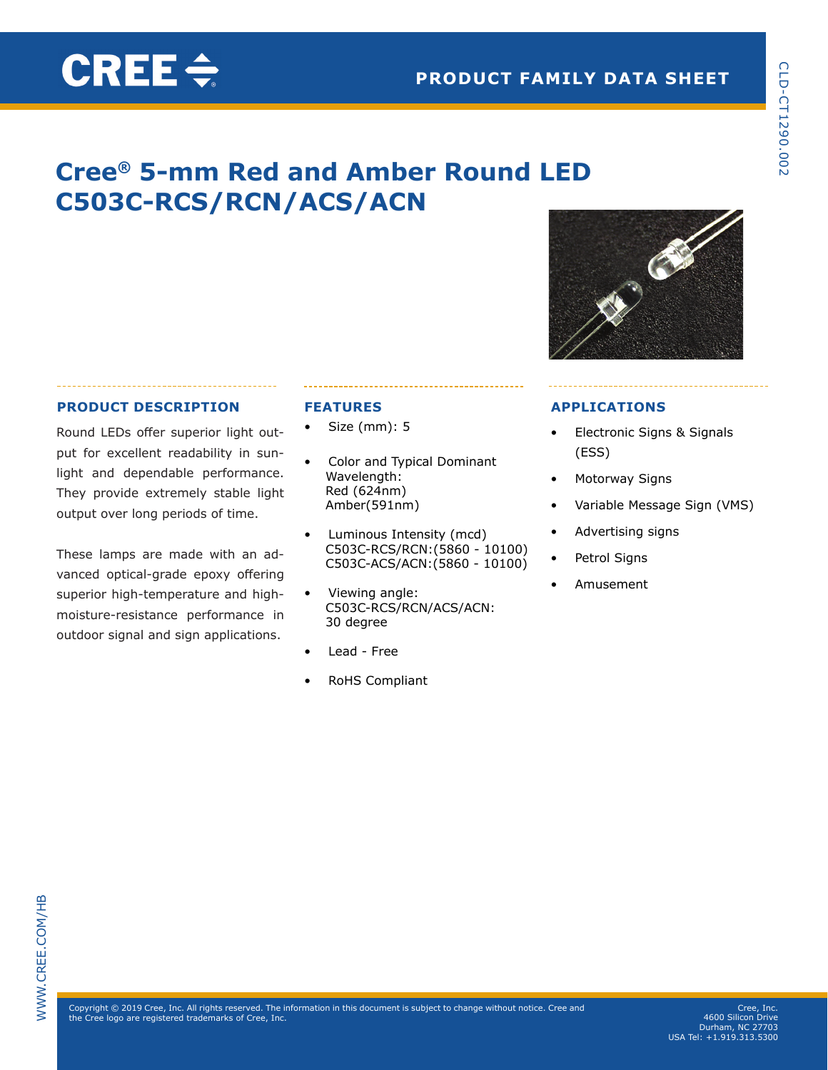# Cree® 5-mm Red and Amber Round LED C503C-RCS/RCN/ACS/ACN

## PRODUCT DESCRIPTION

Round LEDs offer superior light output for excellent readability in sunlight and dependable performance. They provide extremely stable light output over long periods of time.

These lamps are made with an advanced optical-grade epoxy offering superior high-temperature and high-moisture-resistance performance in outdoor signal and sign applications.

## FEATURES

- Size (mm): 5
- Color and Typical Dominant Wavelength:
  Red (624nm)
  Amber(591nm)
- Luminous Intensity (mcd)
  C503C-RCS/RCN:(5860 - 10100)
  C503C-ACS/ACN:(5860 - 10100)
- Viewing angle:
  C503C-RCS/RCN/ACS/ACN:
  30 degree
- Lead - Free
- RoHS Compliant

## APPLICATIONS

- Electronic Signs & Signals (ESS)
- Motorway Signs
- Variable Message Sign (VMS)
- Advertising signs
- Petrol Signs
- Amusement

Copyright © 2019 Cree, Inc. All rights reserved. The information in this document is subject to change without notice. Cree and the Cree logo are registered trademarks of Cree, Inc.

Cree, Inc.
4600 Silicon Drive
Durham, NC 27703
USA Tel: +1.919.313.5300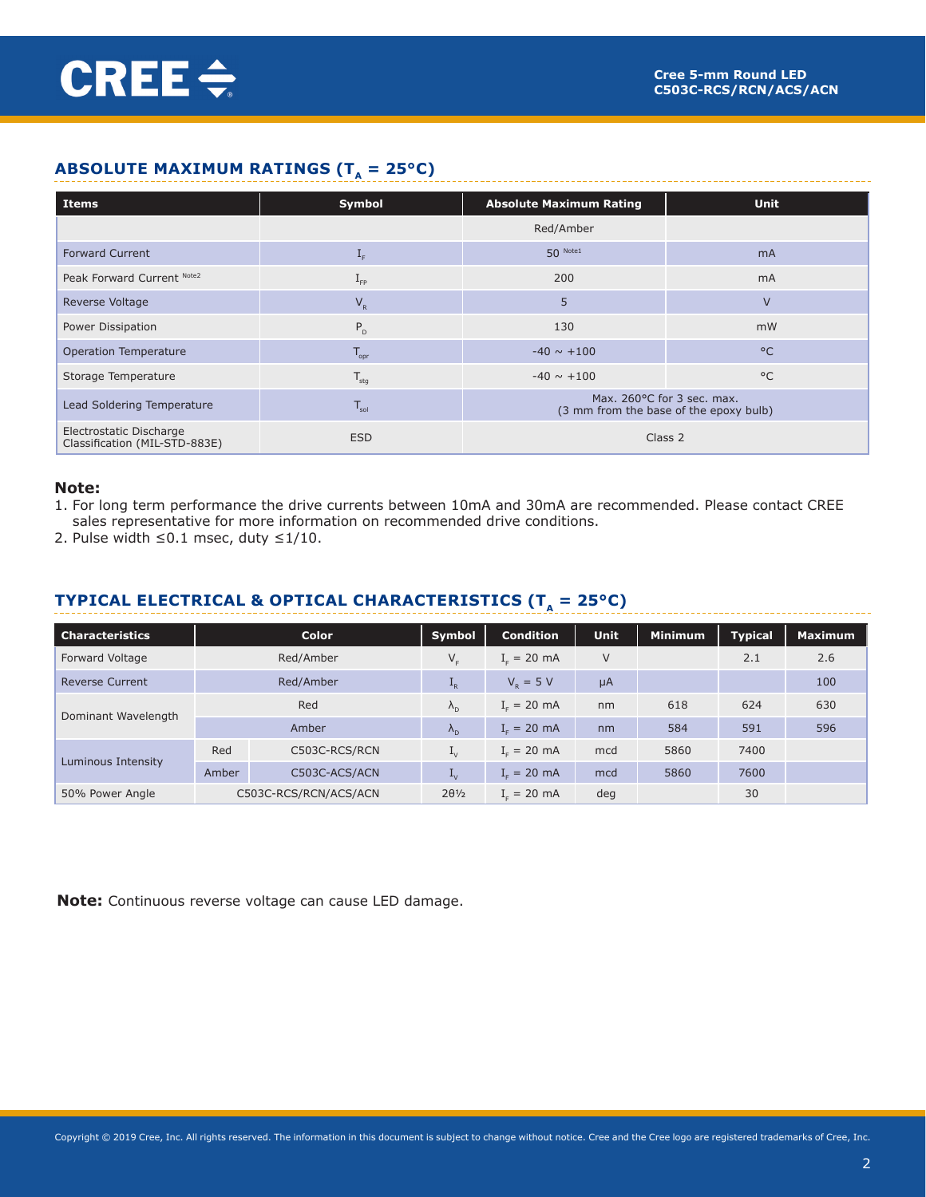## ABSOLUTE MAXIMUM RATINGS ($T_A$ = 25°C)

| Items | Symbol | Absolute Maximum Rating | Unit |
|---|---|---|---|
| | | Red/Amber | |
| Forward Current | $I_F$ | 50 Note1 | mA |
| Peak Forward Current Note2 | $I_{FP}$ | 200 | mA |
| Reverse Voltage | $V_R$ | 5 | V |
| Power Dissipation | $P_D$ | 130 | mW |
| Operation Temperature | $T_{opr}$ | -40 ~ +100 | °C |
| Storage Temperature | $T_{stg}$ | -40 ~ +100 | °C |
| Lead Soldering Temperature | $T_{sol}$ | Max. 260°C for 3 sec. max. (3 mm from the base of the epoxy bulb) | |
| Electrostatic Discharge Classification (MIL-STD-883E) | ESD | Class 2 | |

**Note:**

1. For long term performance the drive currents between 10mA and 30mA are recommended. Please contact CREE sales representative for more information on recommended drive conditions.
2. Pulse width ≤0.1 msec, duty ≤1/10.

## TYPICAL ELECTRICAL & OPTICAL CHARACTERISTICS ($T_A$ = 25°C)

| Characteristics | Color | | Symbol | Condition | Unit | Minimum | Typical | Maximum |
|---|---|---|---|---|---|---|---|---|
| Forward Voltage | Red/Amber | | $V_F$ | $I_F$ = 20 mA | V | | 2.1 | 2.6 |
| Reverse Current | Red/Amber | | $I_R$ | $V_R$ = 5 V | µA | | | 100 |
| Dominant Wavelength | Red | | $\lambda_D$ | $I_F$ = 20 mA | nm | 618 | 624 | 630 |
| | Amber | | $\lambda_D$ | $I_F$ = 20 mA | nm | 584 | 591 | 596 |
| Luminous Intensity | Red | C503C-RCS/RCN | $I_V$ | $I_F$ = 20 mA | mcd | 5860 | 7400 | |
| | Amber | C503C-ACS/ACN | $I_V$ | $I_F$ = 20 mA | mcd | 5860 | 7600 | |
| 50% Power Angle | C503C-RCS/RCN/ACS/ACN | | $2\theta_{1/2}$ | $I_F$ = 20 mA | deg | | 30 | |

**Note:** Continuous reverse voltage can cause LED damage.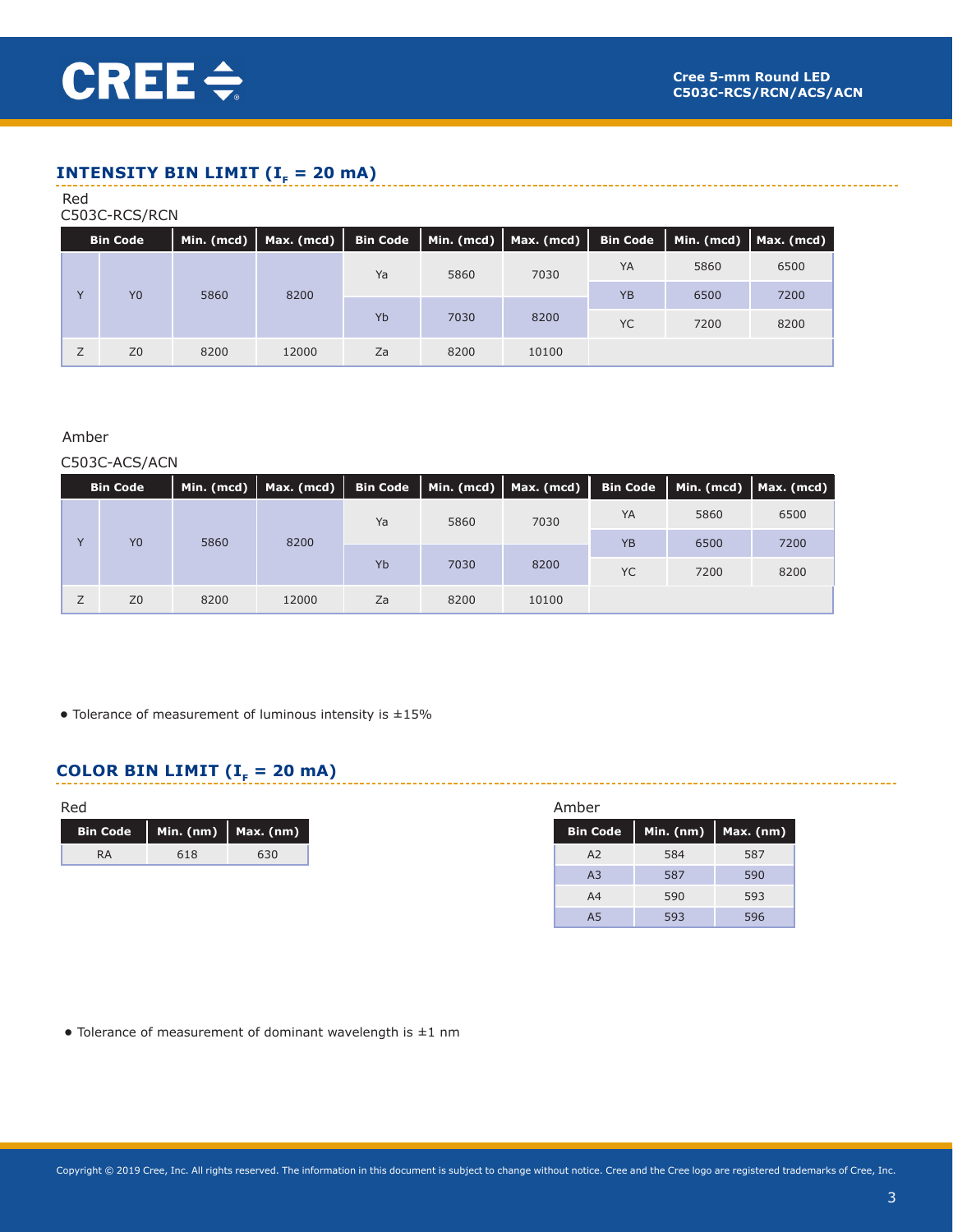## INTENSITY BIN LIMIT ($I_F$ = 20 mA)

Red

C503C-RCS/RCN

| Bin Code | | Min. (mcd) | Max. (mcd) | Bin Code | Min. (mcd) | Max. (mcd) | Bin Code | Min. (mcd) | Max. (mcd) |
|---|---|---|---|---|---|---|---|---|---|
| Y | Y0 | 5860 | 8200 | Ya | 5860 | 7030 | YA | 5860 | 6500 |
| | | | | | | | YB | 6500 | 7200 |
| | | | | Yb | 7030 | 8200 | YC | 7200 | 8200 |
| Z | Z0 | 8200 | 12000 | Za | 8200 | 10100 | | | |

Amber

C503C-ACS/ACN

| Bin Code | | Min. (mcd) | Max. (mcd) | Bin Code | Min. (mcd) | Max. (mcd) | Bin Code | Min. (mcd) | Max. (mcd) |
|---|---|---|---|---|---|---|---|---|---|
| Y | Y0 | 5860 | 8200 | Ya | 5860 | 7030 | YA | 5860 | 6500 |
| | | | | | | | YB | 6500 | 7200 |
| | | | | Yb | 7030 | 8200 | YC | 7200 | 8200 |
| Z | Z0 | 8200 | 12000 | Za | 8200 | 10100 | | | |

- Tolerance of measurement of luminous intensity is ±15%

## COLOR BIN LIMIT ($I_F$ = 20 mA)

Red

| Bin Code | Min. (nm) | Max. (nm) |
|---|---|---|
| RA | 618 | 630 |

Amber

| Bin Code | Min. (nm) | Max. (nm) |
|---|---|---|
| A2 | 584 | 587 |
| A3 | 587 | 590 |
| A4 | 590 | 593 |
| A5 | 593 | 596 |

- Tolerance of measurement of dominant wavelength is ±1 nm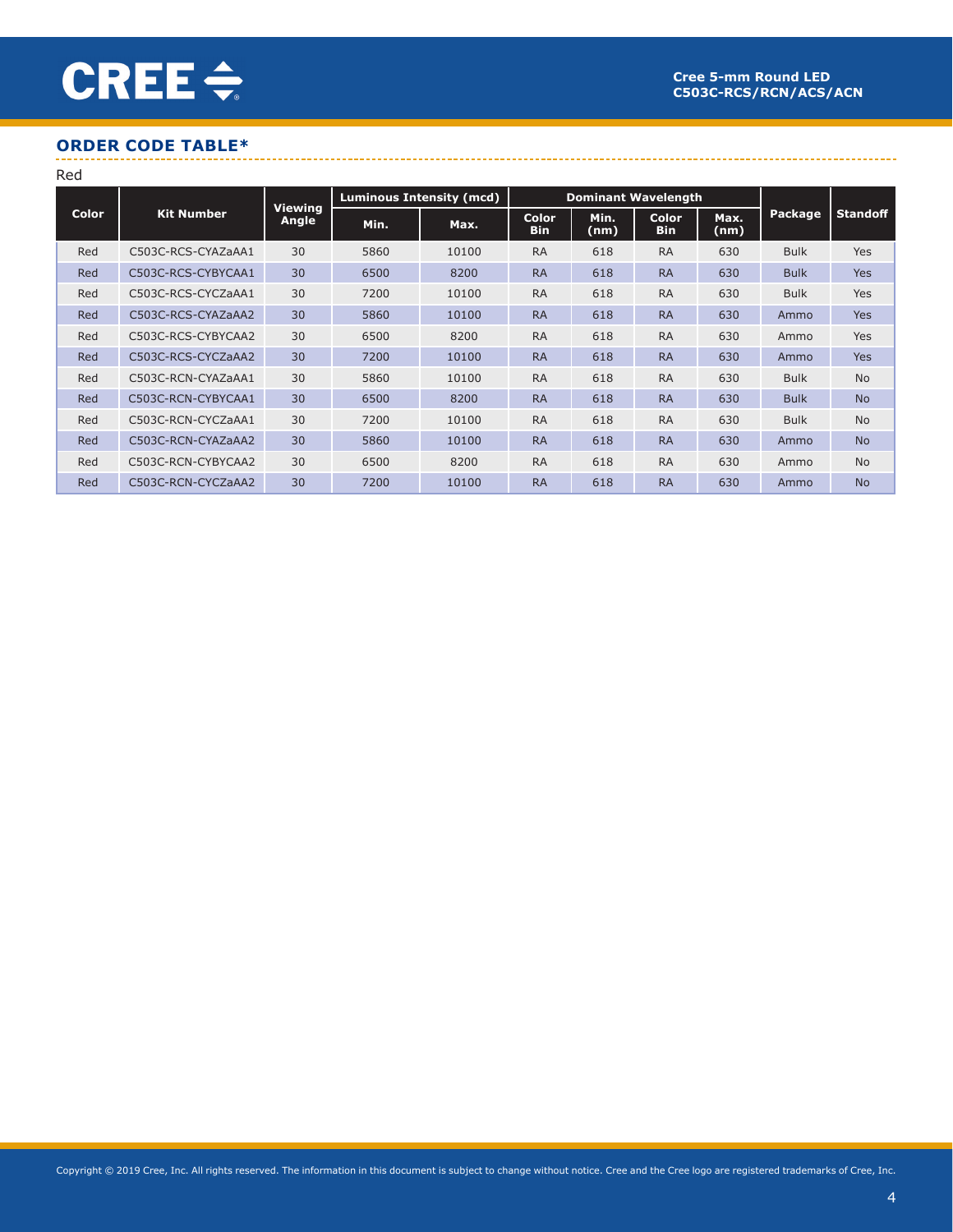## ORDER CODE TABLE*

Red

| Color | Kit Number | Viewing Angle | Luminous Intensity (mcd) | | Dominant Wavelength | | | | Package | Standoff |
|---|---|---|---|---|---|---|---|---|---|---|
| | | | Min. | Max. | Color Bin | Min. (nm) | Color Bin | Max. (nm) | | |
| Red | C503C-RCS-CYAZaAA1 | 30 | 5860 | 10100 | RA | 618 | RA | 630 | Bulk | Yes |
| Red | C503C-RCS-CYBYCAA1 | 30 | 6500 | 8200 | RA | 618 | RA | 630 | Bulk | Yes |
| Red | C503C-RCS-CYCZaAA1 | 30 | 7200 | 10100 | RA | 618 | RA | 630 | Bulk | Yes |
| Red | C503C-RCS-CYAZaAA2 | 30 | 5860 | 10100 | RA | 618 | RA | 630 | Ammo | Yes |
| Red | C503C-RCS-CYBYCAA2 | 30 | 6500 | 8200 | RA | 618 | RA | 630 | Ammo | Yes |
| Red | C503C-RCS-CYCZaAA2 | 30 | 7200 | 10100 | RA | 618 | RA | 630 | Ammo | Yes |
| Red | C503C-RCN-CYAZaAA1 | 30 | 5860 | 10100 | RA | 618 | RA | 630 | Bulk | No |
| Red | C503C-RCN-CYBYCAA1 | 30 | 6500 | 8200 | RA | 618 | RA | 630 | Bulk | No |
| Red | C503C-RCN-CYCZaAA1 | 30 | 7200 | 10100 | RA | 618 | RA | 630 | Bulk | No |
| Red | C503C-RCN-CYAZaAA2 | 30 | 5860 | 10100 | RA | 618 | RA | 630 | Ammo | No |
| Red | C503C-RCN-CYBYCAA2 | 30 | 6500 | 8200 | RA | 618 | RA | 630 | Ammo | No |
| Red | C503C-RCN-CYCZaAA2 | 30 | 7200 | 10100 | RA | 618 | RA | 630 | Ammo | No |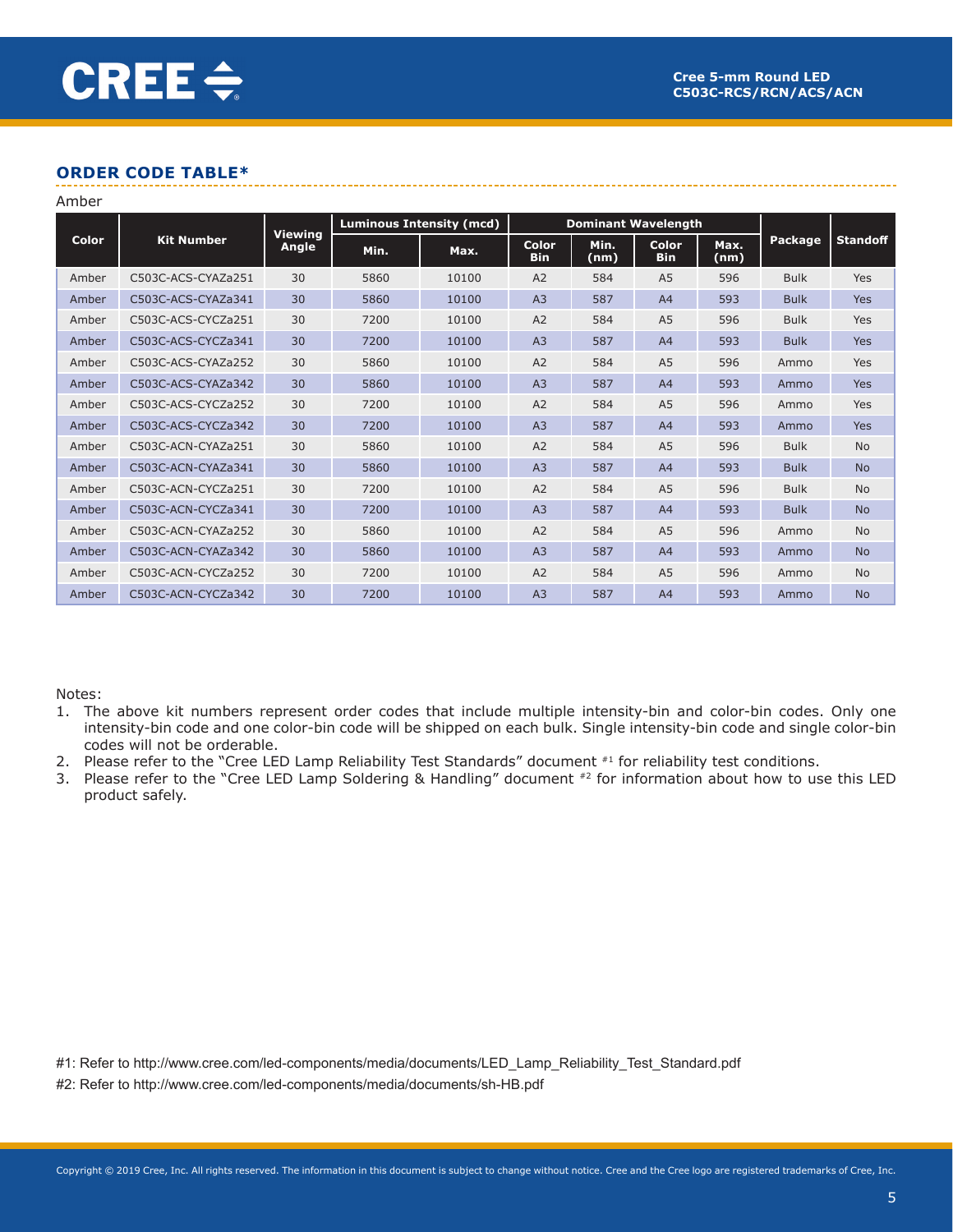## ORDER CODE TABLE*

Amber

| Color | Kit Number | Viewing Angle | Luminous Intensity (mcd) | | Dominant Wavelength | | | | Package | Standoff |
|---|---|---|---|---|---|---|---|---|---|---|
| | | | Min. | Max. | Color Bin | Min. (nm) | Color Bin | Max. (nm) | | |
| Amber | C503C-ACS-CYAZa251 | 30 | 5860 | 10100 | A2 | 584 | A5 | 596 | Bulk | Yes |
| Amber | C503C-ACS-CYAZa341 | 30 | 5860 | 10100 | A3 | 587 | A4 | 593 | Bulk | Yes |
| Amber | C503C-ACS-CYCZa251 | 30 | 7200 | 10100 | A2 | 584 | A5 | 596 | Bulk | Yes |
| Amber | C503C-ACS-CYCZa341 | 30 | 7200 | 10100 | A3 | 587 | A4 | 593 | Bulk | Yes |
| Amber | C503C-ACS-CYAZa252 | 30 | 5860 | 10100 | A2 | 584 | A5 | 596 | Ammo | Yes |
| Amber | C503C-ACS-CYAZa342 | 30 | 5860 | 10100 | A3 | 587 | A4 | 593 | Ammo | Yes |
| Amber | C503C-ACS-CYCZa252 | 30 | 7200 | 10100 | A2 | 584 | A5 | 596 | Ammo | Yes |
| Amber | C503C-ACS-CYCZa342 | 30 | 7200 | 10100 | A3 | 587 | A4 | 593 | Ammo | Yes |
| Amber | C503C-ACN-CYAZa251 | 30 | 5860 | 10100 | A2 | 584 | A5 | 596 | Bulk | No |
| Amber | C503C-ACN-CYAZa341 | 30 | 5860 | 10100 | A3 | 587 | A4 | 593 | Bulk | No |
| Amber | C503C-ACN-CYCZa251 | 30 | 7200 | 10100 | A2 | 584 | A5 | 596 | Bulk | No |
| Amber | C503C-ACN-CYCZa341 | 30 | 7200 | 10100 | A3 | 587 | A4 | 593 | Bulk | No |
| Amber | C503C-ACN-CYAZa252 | 30 | 5860 | 10100 | A2 | 584 | A5 | 596 | Ammo | No |
| Amber | C503C-ACN-CYAZa342 | 30 | 5860 | 10100 | A3 | 587 | A4 | 593 | Ammo | No |
| Amber | C503C-ACN-CYCZa252 | 30 | 7200 | 10100 | A2 | 584 | A5 | 596 | Ammo | No |
| Amber | C503C-ACN-CYCZa342 | 30 | 7200 | 10100 | A3 | 587 | A4 | 593 | Ammo | No |

Notes:

1. The above kit numbers represent order codes that include multiple intensity-bin and color-bin codes. Only one intensity-bin code and one color-bin code will be shipped on each bulk. Single intensity-bin code and single color-bin codes will not be orderable.
2. Please refer to the "Cree LED Lamp Reliability Test Standards" document [#1] for reliability test conditions.
3. Please refer to the "Cree LED Lamp Soldering & Handling" document [#2] for information about how to use this LED product safely.

#1: Refer to http://www.cree.com/led-components/media/documents/LED_Lamp_Reliability_Test_Standard.pdf

#2: Refer to http://www.cree.com/led-components/media/documents/sh-HB.pdf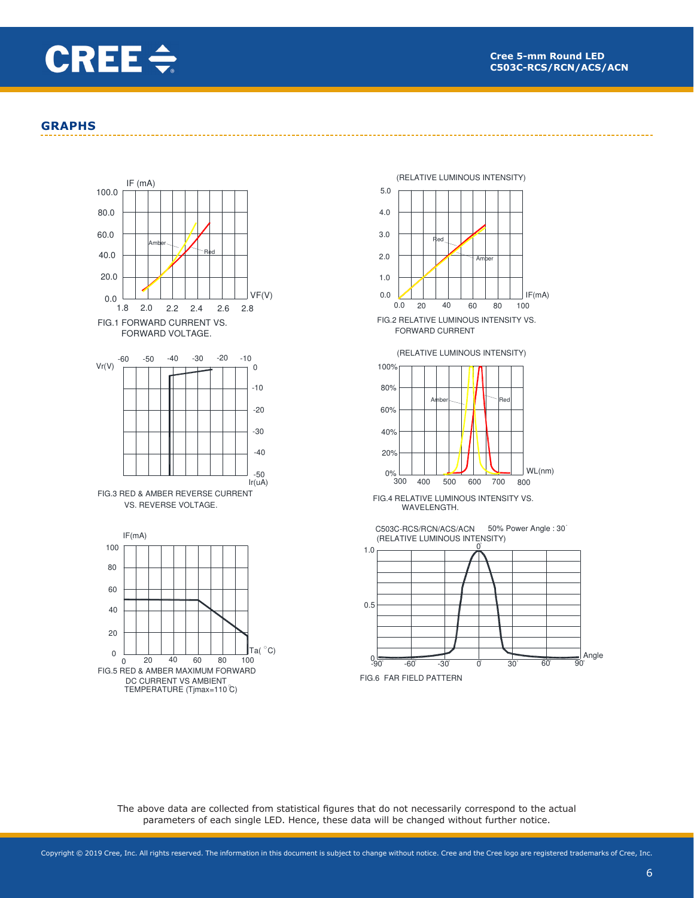## GRAPHS

FIG.1 FORWARD CURRENT VS. FORWARD VOLTAGE.

FIG.2 RELATIVE LUMINOUS INTENSITY VS. FORWARD CURRENT

FIG.3 RED & AMBER REVERSE CURRENT VS. REVERSE VOLTAGE.

FIG.4 RELATIVE LUMINOUS INTENSITY VS. WAVELENGTH.

FIG.5 RED & AMBER MAXIMUM FORWARD DC CURRENT VS AMBIENT TEMPERATURE (Tjmax=110°C)

C503C-RCS/RCN/ACS/ACN 50% Power Angle : 30°

FIG.6 FAR FIELD PATTERN

The above data are collected from statistical figures that do not necessarily correspond to the actual parameters of each single LED. Hence, these data will be changed without further notice.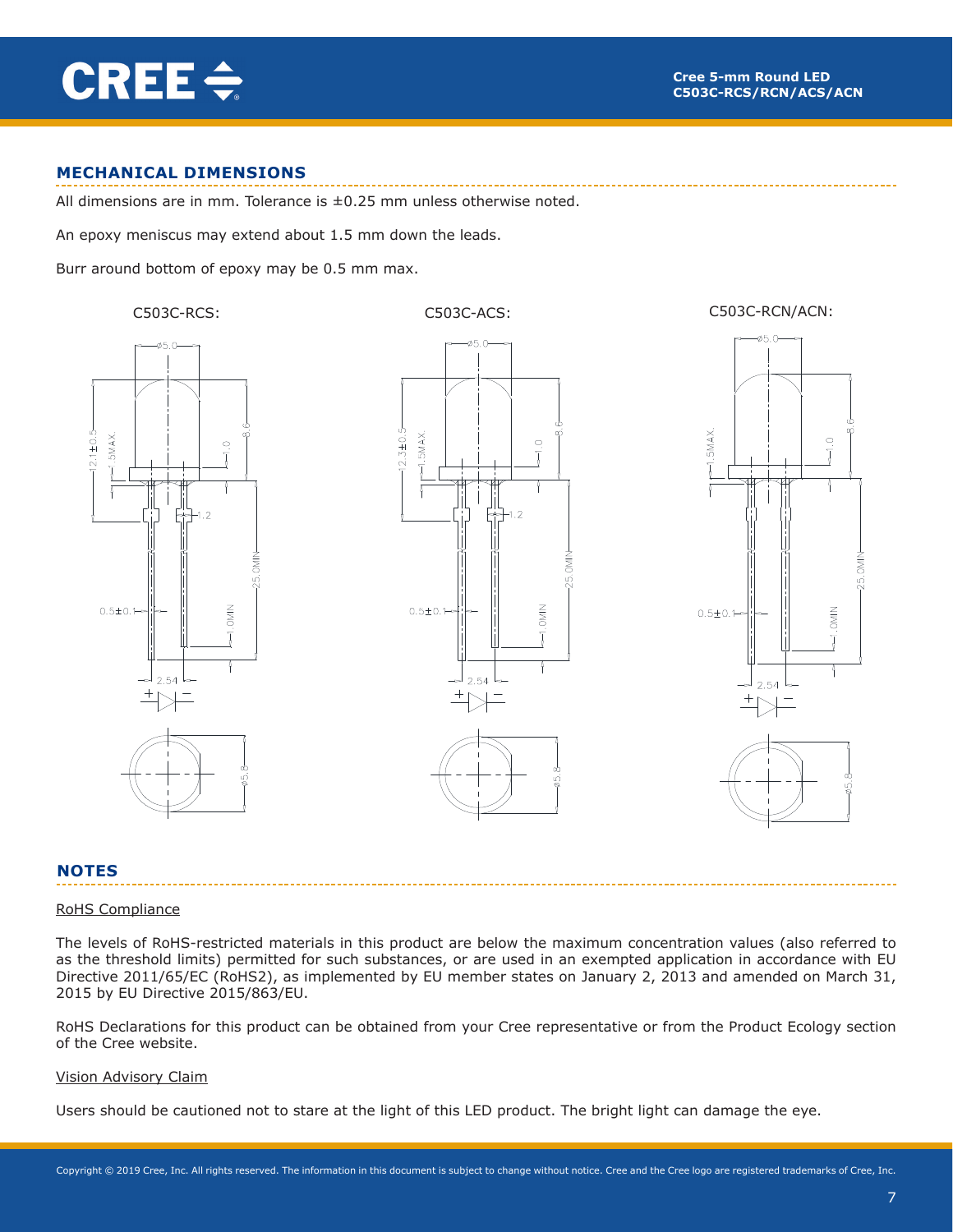## MECHANICAL DIMENSIONS

All dimensions are in mm. Tolerance is ±0.25 mm unless otherwise noted.

An epoxy meniscus may extend about 1.5 mm down the leads.

Burr around bottom of epoxy may be 0.5 mm max.

C503C-RCS:

C503C-ACS:

C503C-RCN/ACN:

## NOTES

RoHS Compliance

The levels of RoHS-restricted materials in this product are below the maximum concentration values (also referred to as the threshold limits) permitted for such substances, or are used in an exempted application in accordance with EU Directive 2011/65/EC (RoHS2), as implemented by EU member states on January 2, 2013 and amended on March 31, 2015 by EU Directive 2015/863/EU.

RoHS Declarations for this product can be obtained from your Cree representative or from the Product Ecology section of the Cree website.

Vision Advisory Claim

Users should be cautioned not to stare at the light of this LED product. The bright light can damage the eye.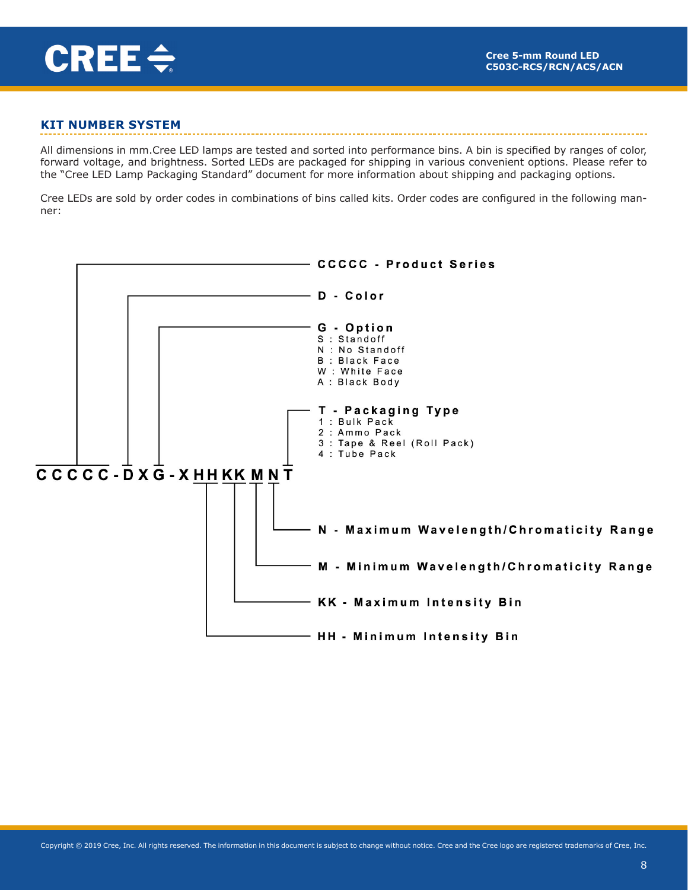## KIT NUMBER SYSTEM

All dimensions in mm.Cree LED lamps are tested and sorted into performance bins. A bin is specified by ranges of color, forward voltage, and brightness. Sorted LEDs are packaged for shipping in various convenient options. Please refer to the "Cree LED Lamp Packaging Standard" document for more information about shipping and packaging options.

Cree LEDs are sold by order codes in combinations of bins called kits. Order codes are configured in the following manner:

**C C C C C - D X G - X H H KK M N T**

**CCCCC - Product Series**

**D - Color**

**G - Option**
- S : Standoff
- N : No Standoff
- B : Black Face
- W : White Face
- A : Black Body

**T - Packaging Type**
- 1 : Bulk Pack
- 2 : Ammo Pack
- 3 : Tape & Reel (Roll Pack)
- 4 : Tube Pack

**N - Maximum Wavelength/Chromaticity Range**

**M - Minimum Wavelength/Chromaticity Range**

**KK - Maximum Intensity Bin**

**HH - Minimum Intensity Bin**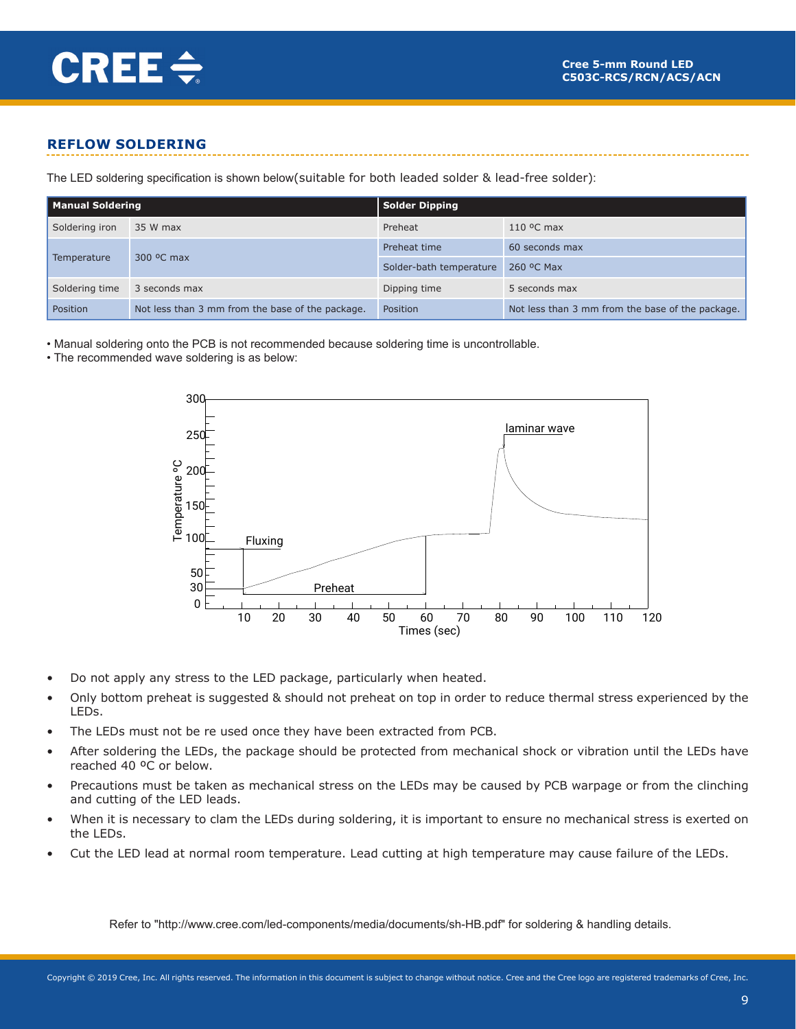## REFLOW SOLDERING

The LED soldering specification is shown below(suitable for both leaded solder & lead-free solder):

| Manual Soldering | | Solder Dipping | |
|---|---|---|---|
| Soldering iron | 35 W max | Preheat | 110 ºC max |
| Temperature | 300 ºC max | Preheat time | 60 seconds max |
| | | Solder-bath temperature | 260 ºC Max |
| Soldering time | 3 seconds max | Dipping time | 5 seconds max |
| Position | Not less than 3 mm from the base of the package. | Position | Not less than 3 mm from the base of the package. |

- Manual soldering onto the PCB is not recommended because soldering time is uncontrollable.
- The recommended wave soldering is as below:

- Do not apply any stress to the LED package, particularly when heated.
- Only bottom preheat is suggested & should not preheat on top in order to reduce thermal stress experienced by the LEDs.
- The LEDs must not be re used once they have been extracted from PCB.
- After soldering the LEDs, the package should be protected from mechanical shock or vibration until the LEDs have reached 40 ºC or below.
- Precautions must be taken as mechanical stress on the LEDs may be caused by PCB warpage or from the clinching and cutting of the LED leads.
- When it is necessary to clam the LEDs during soldering, it is important to ensure no mechanical stress is exerted on the LEDs.
- Cut the LED lead at normal room temperature. Lead cutting at high temperature may cause failure of the LEDs.

Refer to "http://www.cree.com/led-components/media/documents/sh-HB.pdf" for soldering & handling details.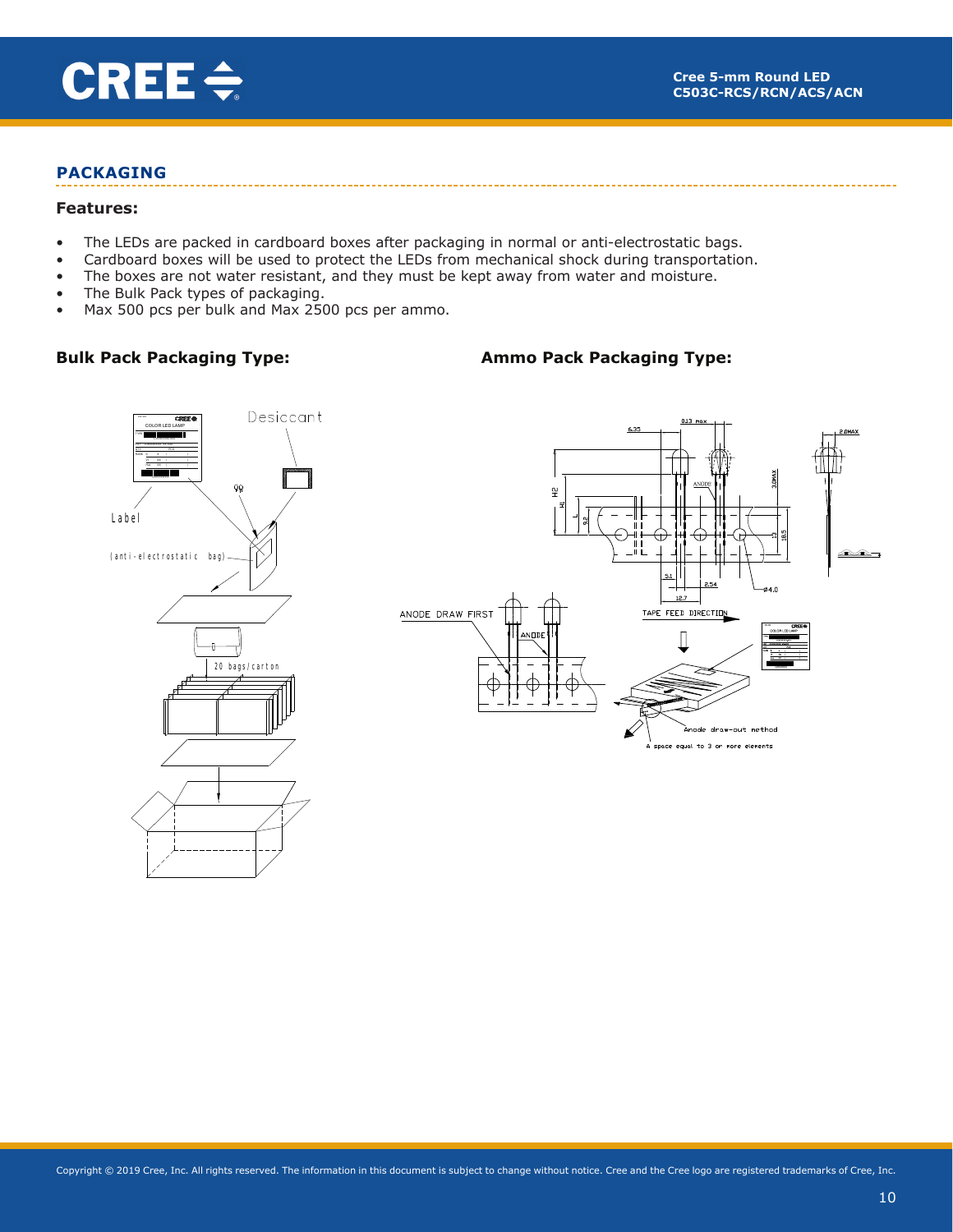## PACKAGING

### Features:

- The LEDs are packed in cardboard boxes after packaging in normal or anti-electrostatic bags.
- Cardboard boxes will be used to protect the LEDs from mechanical shock during transportation.
- The boxes are not water resistant, and they must be kept away from water and moisture.
- The Bulk Pack types of packaging.
- Max 500 pcs per bulk and Max 2500 pcs per ammo.

### Bulk Pack Packaging Type:

### Ammo Pack Packaging Type: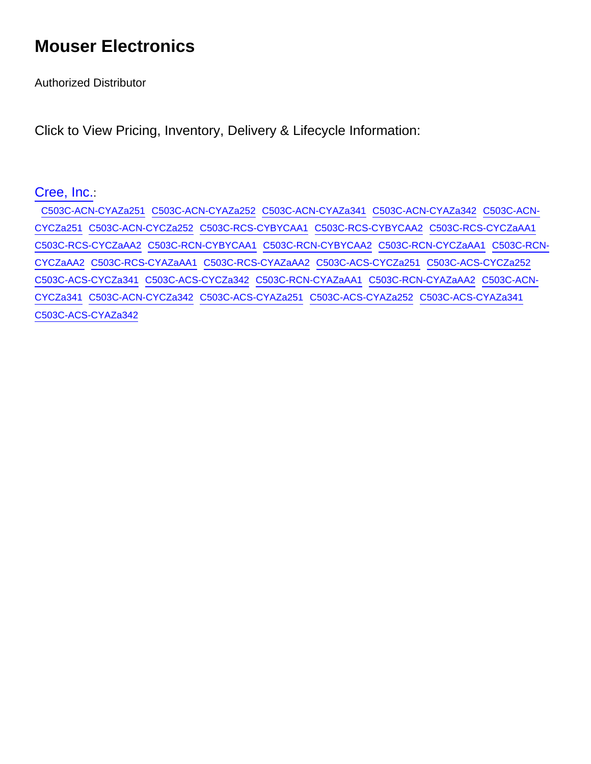# Mouser Electronics

Authorized Distributor

Click to View Pricing, Inventory, Delivery & Lifecycle Information:

Cree, Inc.:

C503C-ACN-CYAZa251 C503C-ACN-CYAZa252 C503C-ACN-CYAZa341 C503C-ACN-CYAZa342 C503C-ACN-CYCZa251 C503C-ACN-CYCZa252 C503C-RCS-CYBYCAA1 C503C-RCS-CYBYCAA2 C503C-RCS-CYCZaAA1 C503C-RCS-CYCZaAA2 C503C-RCN-CYBYCAA1 C503C-RCN-CYBYCAA2 C503C-RCN-CYCZaAA1 C503C-RCN-CYCZaAA2 C503C-RCS-CYAZaAA1 C503C-RCS-CYAZaAA2 C503C-ACS-CYCZa251 C503C-ACS-CYCZa252 C503C-ACS-CYCZa341 C503C-ACS-CYCZa342 C503C-RCN-CYAZaAA1 C503C-RCN-CYAZaAA2 C503C-ACN-CYCZa341 C503C-ACN-CYCZa342 C503C-ACS-CYAZa251 C503C-ACS-CYAZa252 C503C-ACS-CYAZa341 C503C-ACS-CYAZa342